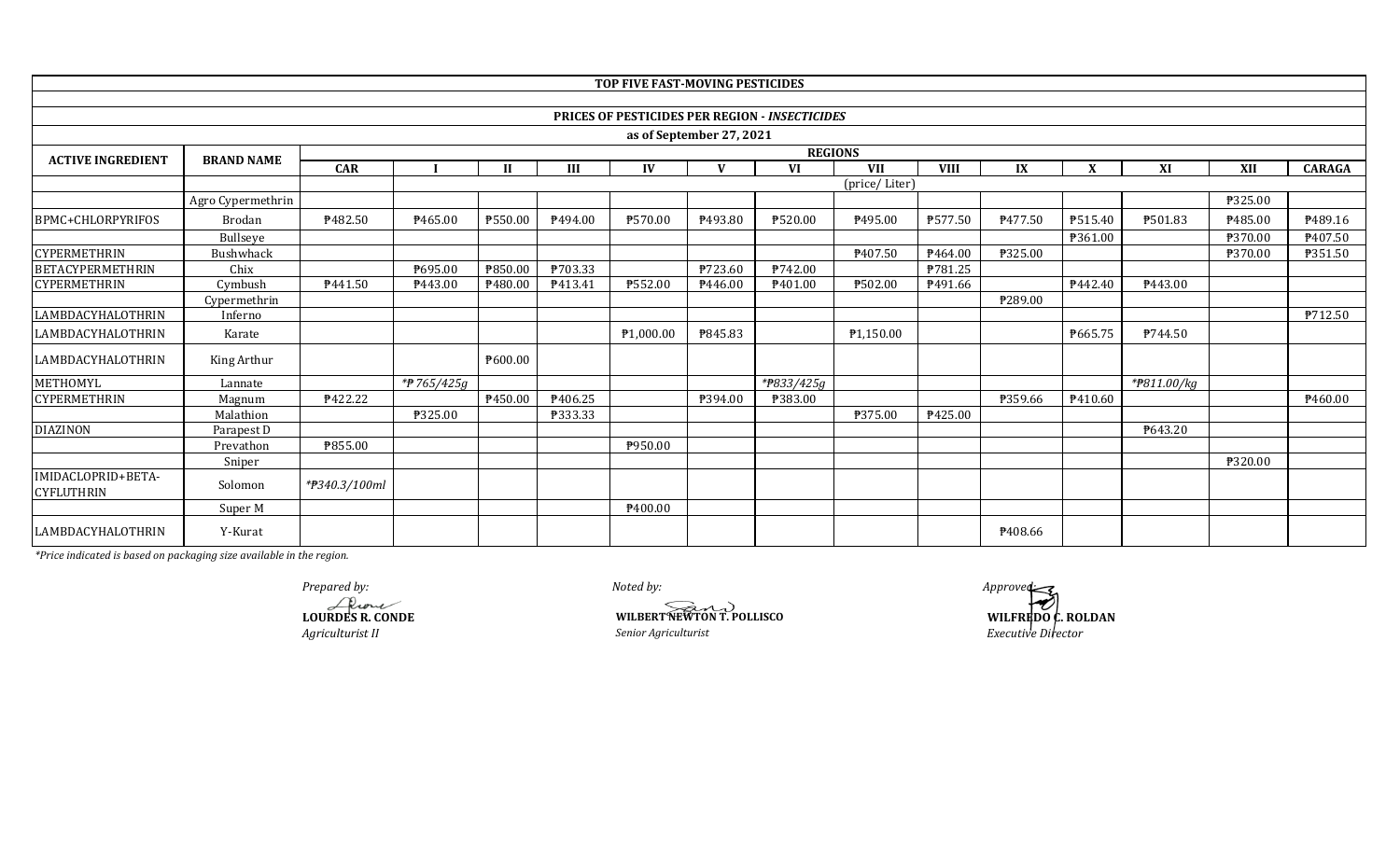# TOP FIVE FAST-MOVING PESTICIDES

## PRICES OF PESTICIDES PER REGION - *INSECTICIDES*

### as of September 27, 2021

| ACTIVE INGREDIENT | BRAND NAME | REGIONS | | | | | | | | | | | | | |
|---|---|---|---|---|---|---|---|---|---|---|---|---|---|---|---|
| | | CAR | I | II | III | IV | V | VI | VII | VIII | IX | X | XI | XII | CARAGA |
| | | | (price/ Liter) | | | | | | | | | | | | |
| | Agro Cypermethrin | | | | | | | | | | | | | ₱325.00 | |
| BPMC+CHLORPYRIFOS | Brodan | ₱482.50 | ₱465.00 | ₱550.00 | ₱494.00 | ₱570.00 | ₱493.80 | ₱520.00 | ₱495.00 | ₱577.50 | ₱477.50 | ₱515.40 | ₱501.83 | ₱485.00 | ₱489.16 |
| | Bullseye | | | | | | | | | | | ₱361.00 | | ₱370.00 | ₱407.50 |
| CYPERMETHRIN | Bushwhack | | | | | | | | ₱407.50 | ₱464.00 | ₱325.00 | | | ₱370.00 | ₱351.50 |
| BETACYPERMETHRIN | Chix | | ₱695.00 | ₱850.00 | ₱703.33 | | ₱723.60 | ₱742.00 | | ₱781.25 | | | | | |
| CYPERMETHRIN | Cymbush | ₱441.50 | ₱443.00 | ₱480.00 | ₱413.41 | ₱552.00 | ₱446.00 | ₱401.00 | ₱502.00 | ₱491.66 | | ₱442.40 | ₱443.00 | | |
| | Cypermethrin | | | | | | | | | | ₱289.00 | | | | |
| LAMBDACYHALOTHRIN | Inferno | | | | | | | | | | | | | | ₱712.50 |
| LAMBDACYHALOTHRIN | Karate | | | | | ₱1,000.00 | ₱845.83 | | ₱1,150.00 | | | ₱665.75 | ₱744.50 | | |
| LAMBDACYHALOTHRIN | King Arthur | | | ₱600.00 | | | | | | | | | | | |
| METHOMYL | Lannate | | *₱765/425g* | | | | | *₱833/425g* | | | | | *₱811.00/kg* | | |
| CYPERMETHRIN | Magnum | ₱422.22 | | ₱450.00 | ₱406.25 | | ₱394.00 | ₱383.00 | | | ₱359.66 | ₱410.60 | | | ₱460.00 |
| | Malathion | | ₱325.00 | | ₱333.33 | | | | ₱375.00 | ₱425.00 | | | | | |
| DIAZINON | Parapest D | | | | | | | | | | | | ₱643.20 | | |
| | Prevathon | ₱855.00 | | | | ₱950.00 | | | | | | | | | |
| | Sniper | | | | | | | | | | | | | ₱320.00 | |
| IMIDACLOPRID+BETA-CYFLUTHRIN | Solomon | *₱340.3/100ml* | | | | | | | | | | | | | |
| | Super M | | | | | ₱400.00 | | | | | | | | | |
| LAMBDACYHALOTHRIN | Y-Kurat | | | | | | | | | | ₱408.66 | | | | |

*Price indicated is based on packaging size available in the region.*

*Prepared by:*
**LOURDES R. CONDE**
*Agriculturist II*

*Noted by:*
**WILBERT NEWTON T. POLLISCO**
*Senior Agriculturist*

*Approved:*
**WILFREDO C. ROLDAN**
*Executive Director*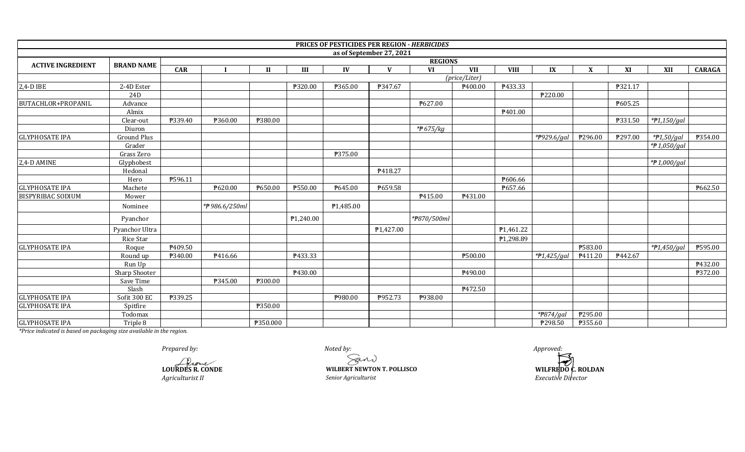**PRICES OF PESTICIDES PER REGION - *HERBICIDES***

**as of September 27, 2021**

| ACTIVE INGREDIENT | BRAND NAME | REGIONS | | | | | | | | | | | | | | |
|---|---|---|---|---|---|---|---|---|---|---|---|---|---|---|---|---|
| | | CAR | I | II | III | IV | V | VI | VII | VIII | IX | X | XI | XII | CARAGA |
| | | | | | | | | *(price/Liter)* | | | | | | | |
| 2,4-D IBE | 2-4D Ester | | | | ₱320.00 | ₱365.00 | ₱347.67 | | ₱400.00 | ₱433.33 | | | ₱321.17 | | |
| | 24D | | | | | | | | | | ₱220.00 | | | | |
| BUTACHLOR+PROPANIL | Advance | | | | | | | ₱627.00 | | | | | ₱605.25 | | |
| | Almix | | | | | | | | | ₱401.00 | | | | | |
| | Clear-out | ₱339.40 | ₱360.00 | ₱380.00 | | | | | | | | | ₱331.50 | *\*₱1,150/gal* | |
| | Diuron | | | | | | | *\*₱ 675/kg* | | | | | | | |
| GLYPHOSATE IPA | Ground Plus | | | | | | | | | | *\*₱929.6/gal* | ₱296.00 | ₱297.00 | *\*₱1,50/gal* | ₱354.00 |
| | Grader | | | | | | | | | | | | | *\*₱ 1,050/gal* | |
| | Grass Zero | | | | | ₱375.00 | | | | | | | | | |
| 2,4-D AMINE | Glyphobest | | | | | | | | | | | | | *\*₱ 1,000/gal* | |
| | Hedonal | | | | | | ₱418.27 | | | | | | | | |
| | Hero | ₱596.11 | | | | | | | | ₱606.66 | | | | | |
| GLYPHOSATE IPA | Machete | | ₱620.00 | ₱650.00 | ₱550.00 | ₱645.00 | ₱659.58 | | | ₱657.66 | | | | | ₱662.50 |
| BISPYRIBAC SODIUM | Mower | | | | | | | ₱415.00 | ₱431.00 | | | | | | |
| | Nominee | | *\*₱ 986.6/250ml* | | | ₱1,485.00 | | | | | | | | | |
| | Pyanchor | | | | ₱1,240.00 | | | *\*₱870/500ml* | | | | | | | |
| | Pyanchor Ultra | | | | | | ₱1,427.00 | | | ₱1,461.22 | | | | | |
| | Rice Star | | | | | | | | | ₱1,298.89 | | | | | |
| GLYPHOSATE IPA | Roque | ₱409.50 | | | | | | | | | | ₱583.00 | | *\*₱1,450/gal* | ₱595.00 |
| | Round up | ₱340.00 | ₱416.66 | | ₱433.33 | | | | ₱500.00 | | *\*₱1,425/gal* | ₱411.20 | ₱442.67 | | |
| | Run Up | | | | | | | | | | | | | | ₱432.00 |
| | Sharp Shooter | | | | ₱430.00 | | | | ₱490.00 | | | | | | ₱372.00 |
| | Save Time | | ₱345.00 | ₱300.00 | | | | | | | | | | | |
| | Slash | | | | | | | | ₱472.50 | | | | | | |
| GLYPHOSATE IPA | Sofit 300 EC | ₱339.25 | | | | ₱980.00 | ₱952.73 | ₱938.00 | | | | | | | |
| GLYPHOSATE IPA | Spitfire | | | ₱350.00 | | | | | | | | | | | |
| | Todomax | | | | | | | | | | *\*₱874/gal* | ₱295.00 | | | |
| GLYPHOSATE IPA | Triple 8 | | | ₱350.000 | | | | | | | ₱298.50 | ₱355.60 | | | |

*\*Price indicated is based on packaging size available in the region.*

*Prepared by:*

**LOURDES R. CONDE**
*Agriculturist II*

*Noted by:*

**WILBERT NEWTON T. POLLISCO**
*Senior Agriculturist*

*Approved:*

**WILFREDO C. ROLDAN**
*Executive Director*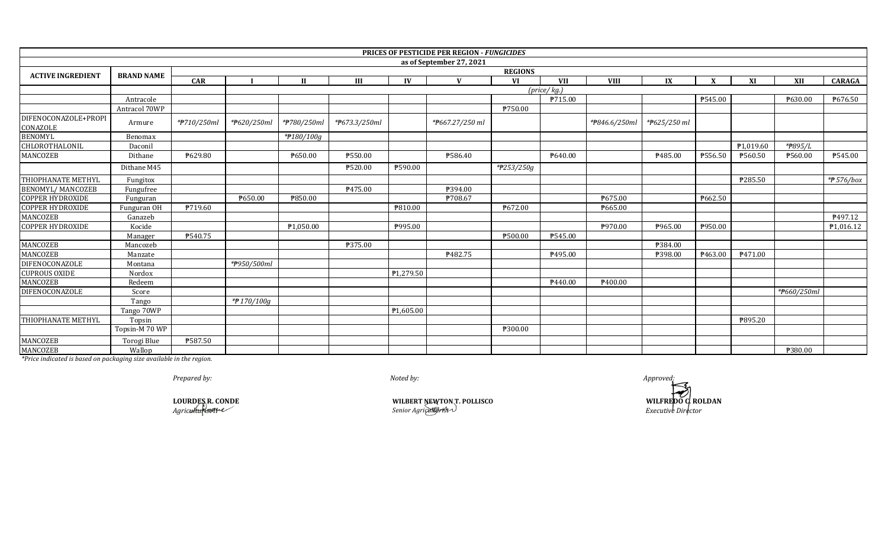| PRICES OF PESTICIDE PER REGION - *FUNGICIDES* | | | | | | | | | | | | | | | |
|---|---|---|---|---|---|---|---|---|---|---|---|---|---|---|---|
| as of September 27, 2021 | | | | | | | | | | | | | | | |
| ACTIVE INGREDIENT | BRAND NAME | REGIONS | | | | | | | | | | | | | |
| | | CAR | I | II | III | IV | V | VI | VII | VIII | IX | X | XI | XII | CARAGA |
| | | *(price/ kg.)* | | | | | | | | | | | | | |
| | Antracole | | | | | | | | ₱715.00 | | | ₱545.00 | | ₱630.00 | ₱676.50 |
| | Antracol 70WP | | | | | | | ₱750.00 | | | | | | | |
| DIFENOCONAZOLE+PROPICONAZOLE | Armure | *₱710/250ml | *₱620/250ml | *₱780/250ml | *₱673.3/250ml | | *₱667.27/250 ml | | | *₱846.6/250ml | *₱625/250 ml | | | | |
| BENOMYL | Benomax | | | *₱180/100g | | | | | | | | | | | |
| CHLOROTHALONIL | Daconil | | | | | | | | | | | | ₱1,019.60 | *₱895/L | |
| MANCOZEB | Dithane | ₱629.80 | | ₱650.00 | ₱550.00 | | ₱586.40 | | ₱640.00 | | ₱485.00 | ₱556.50 | ₱560.50 | ₱560.00 | ₱545.00 |
| | Dithane M45 | | | | ₱520.00 | ₱590.00 | | *₱253/250g | | | | | | | |
| THIOPHANATE METHYL | Fungitox | | | | | | | | | | | | ₱285.50 | | *₱ 576/box |
| BENOMYL/ MANCOZEB | Fungufree | | | | ₱475.00 | | ₱394.00 | | | | | | | | |
| COPPER HYDROXIDE | Funguran | | ₱650.00 | ₱850.00 | | | ₱708.67 | | | ₱675.00 | | ₱662.50 | | | |
| COPPER HYDROXIDE | Funguran OH | ₱719.60 | | | | ₱810.00 | | ₱672.00 | | ₱665.00 | | | | | |
| MANCOZEB | Ganazeb | | | | | | | | | | | | | | ₱497.12 |
| COPPER HYDROXIDE | Kocide | | | ₱1,050.00 | | ₱995.00 | | | | ₱970.00 | ₱965.00 | ₱950.00 | | | ₱1,016.12 |
| | Manager | ₱540.75 | | | | | | ₱500.00 | ₱545.00 | | | | | | |
| MANCOZEB | Mancozeb | | | | ₱375.00 | | | | | | ₱384.00 | | | | |
| MANCOZEB | Manzate | | | | | | ₱482.75 | | ₱495.00 | | ₱398.00 | ₱463.00 | ₱471.00 | | |
| DIFENOCONAZOLE | Montana | | *₱950/500ml | | | | | | | | | | | | |
| CUPROUS OXIDE | Nordox | | | | | ₱1,279.50 | | | | | | | | | |
| MANCOZEB | Redeem | | | | | | | | ₱440.00 | ₱400.00 | | | | | |
| DIFENOCONAZOLE | Score | | | | | | | | | | | | | *₱660/250ml | |
| | Tango | | *₱ 170/100g | | | | | | | | | | | | |
| | Tango 70WP | | | | | ₱1,605.00 | | | | | | | | | |
| THIOPHANATE METHYL | Topsin | | | | | | | | | | | | ₱895.20 | | |
| | Topsin-M 70 WP | | | | | | | ₱300.00 | | | | | | | |
| MANCOZEB | Torogi Blue | ₱587.50 | | | | | | | | | | | | | |
| MANCOZEB | Wallop | | | | | | | | | | | | | ₱380.00 | |

*Price indicated is based on packaging size available in the region.*

*Prepared by:*

**LOURDES R. CONDE**
*Agriculturist II*

*Noted by:*

**WILBERT NEWTON T. POLLISCO**
*Senior Agriculturist*

*Approved:*

**WILFREDO C. ROLDAN**
*Executive Director*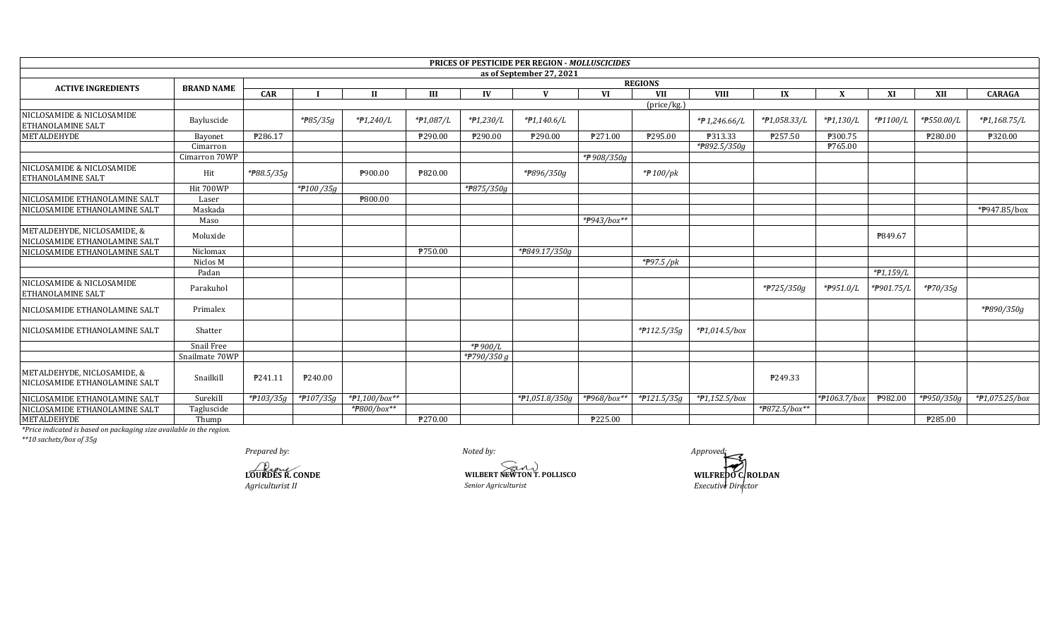**PRICES OF PESTICIDE PER REGION - *MOLLUSCICIDES***

**as of September 27, 2021**

| ACTIVE INGREDIENTS | BRAND NAME | REGIONS | | | | | | | | | | | | | |
|---|---|---|---|---|---|---|---|---|---|---|---|---|---|---|---|
| | | CAR | I | II | III | IV | V | VI | VII | VIII | IX | X | XI | XII | CARAGA |
| | | | | | | | | | (price/kg.) | | | | | | |
| NICLOSAMIDE & NICLOSAMIDE ETHANOLAMINE SALT | Bayluscide | | *₱85/35g | *₱1,240/L | *₱1,087/L | *₱1,230/L | *₱1,140.6/L | | | *₱1,246.66/L | *₱1,058.33/L | *₱1,130/L | *₱1100/L | *₱550.00/L | *₱1,168.75/L |
| METALDEHYDE | Bayonet | ₱286.17 | | | ₱290.00 | ₱290.00 | ₱290.00 | ₱271.00 | ₱295.00 | ₱313.33 | ₱257.50 | ₱300.75 | | ₱280.00 | ₱320.00 |
| | Cimarron | | | | | | | | | *₱892.5/350g | | ₱765.00 | | | |
| | Cimarron 70WP | | | | | | | *₱908/350g | | | | | | | |
| NICLOSAMIDE & NICLOSAMIDE ETHANOLAMINE SALT | Hit | *₱88.5/35g | | ₱900.00 | ₱820.00 | | *₱896/350g | | *₱100/pk | | | | | | |
| | Hit 700WP | | *₱100/35g | | | *₱875/350g | | | | | | | | | |
| NICLOSAMIDE ETHANOLAMINE SALT | Laser | | | ₱800.00 | | | | | | | | | | | |
| NICLOSAMIDE ETHANOLAMINE SALT | Maskada | | | | | | | | | | | | | | *₱947.85/box |
| | Maso | | | | | | | *₱943/box** | | | | | | | |
| METALDEHYDE, NICLOSAMIDE, & NICLOSAMIDE ETHANOLAMINE SALT | Moluxide | | | | | | | | | | | | ₱849.67 | | |
| NICLOSAMIDE ETHANOLAMINE SALT | Niclomax | | | | ₱750.00 | | *₱849.17/350g | | | | | | | | |
| | Niclos M | | | | | | | | *₱97.5/pk | | | | | | |
| | Padan | | | | | | | | | | | | *₱1,159/L | | |
| NICLOSAMIDE & NICLOSAMIDE ETHANOLAMINE SALT | Parakuhol | | | | | | | | | | *₱725/350g | *₱951.0/L | *₱901.75/L | *₱70/35g | |
| NICLOSAMIDE ETHANOLAMINE SALT | Primalex | | | | | | | | | | | | | | *₱890/350g |
| NICLOSAMIDE ETHANOLAMINE SALT | Shatter | | | | | | | | *₱112.5/35g | *₱1,014.5/box | | | | | |
| | Snail Free | | | | | *₱900/L | | | | | | | | | |
| | Snailmate 70WP | | | | | *₱790/350g | | | | | | | | | |
| METALDEHYDE, NICLOSAMIDE, & NICLOSAMIDE ETHANOLAMINE SALT | Snailkill | ₱241.11 | ₱240.00 | | | | | | | | ₱249.33 | | | | |
| NICLOSAMIDE ETHANOLAMINE SALT | Surekill | *₱103/35g | *₱107/35g | *₱1,100/box** | | | *₱1,051.8/350g | *₱968/box** | *₱121.5/35g | *₱1,152.5/box | | *₱1063.7/box | ₱982.00 | *₱950/350g | *₱1,075.25/box |
| NICLOSAMIDE ETHANOLAMINE SALT | Tagluscide | | | *₱800/box** | | | | | | | *₱872.5/box** | | | | |
| METALDEHYDE | Thump | | | | ₱270.00 | | | ₱225.00 | | | | | | ₱285.00 | |

*Price indicated is based on packaging size available in the region.*

*\*\*10 sachets/box of 35g*

*Prepared by:*

**LOURDES R. CONDE**
*Agriculturist II*

*Noted by:*

**WILBERT NEWTON T. POLLISCO**
*Senior Agriculturist*

*Approved:*

**WILFREDO C. ROLDAN**
*Executive Director*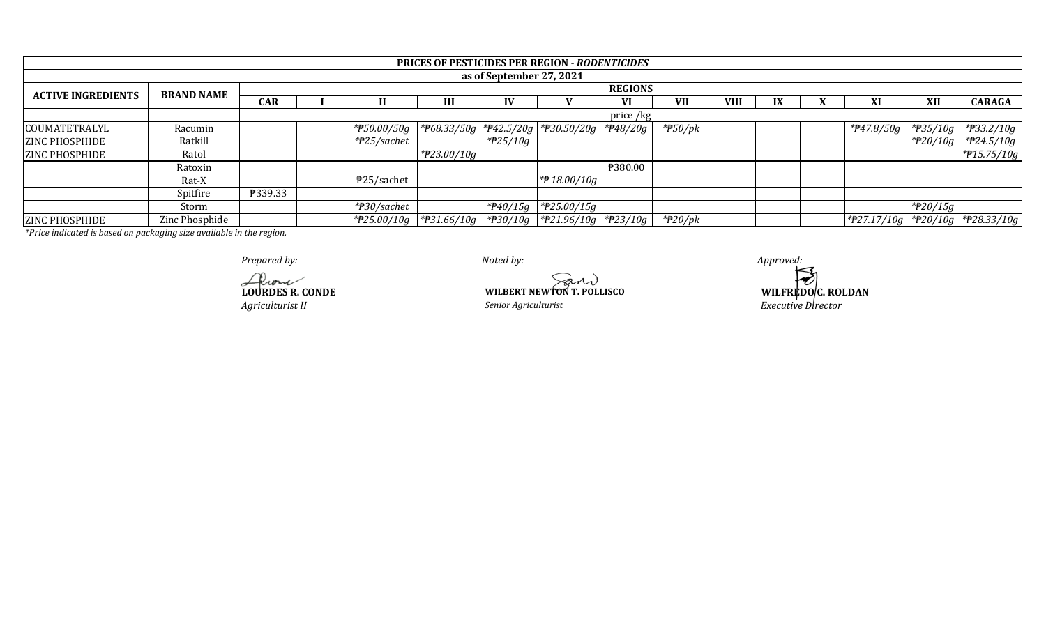| PRICES OF PESTICIDES PER REGION - *RODENTICIDES* | | | | | | | | | | | | | | | | |
|---|---|---|---|---|---|---|---|---|---|---|---|---|---|---|---|---|
| as of September 27, 2021 | | | | | | | | | | | | | | | | |
| **ACTIVE INGREDIENTS** | **BRAND NAME** | **REGIONS** | | | | | | | | | | | | | | |
| | | **CAR** | **I** | **II** | **III** | **IV** | **V** | **VI** | **VII** | **VIII** | **IX** | **X** | **XI** | **XII** | **CARAGA** |
| | | price /kg | | | | | | | | | | | | | | |
| COUMATETRALYL | Racumin | | | *₱50.00/50g* | *₱68.33/50g* | *₱42.5/20g* | *₱30.50/20g* | *₱48/20g* | *₱50/pk* | | | | *₱47.8/50g* | *₱35/10g* | *₱33.2/10g* |
| ZINC PHOSPHIDE | Ratkill | | | *₱25/sachet* | | *₱25/10g* | | | | | | | | *₱20/10g* | *₱24.5/10g* |
| ZINC PHOSPHIDE | Ratol | | | | *₱23.00/10g* | | | | | | | | | | *₱15.75/10g* |
| | Ratoxin | | | | | | | ₱380.00 | | | | | | | |
| | Rat-X | | | ₱25/sachet | | | *₱ 18.00/10g* | | | | | | | | |
| | Spitfire | ₱339.33 | | | | | | | | | | | | | |
| | Storm | | | *₱30/sachet* | | *₱40/15g* | *₱25.00/15g* | | | | | | | *₱20/15g* | |
| ZINC PHOSPHIDE | Zinc Phosphide | | | *₱25.00/10g* | *₱31.66/10g* | *₱30/10g* | *₱21.96/10g* | *₱23/10g* | *₱20/pk* | | | | *₱27.17/10g* | *₱20/10g* | *₱28.33/10g* |

*\*Price indicated is based on packaging size available in the region.*

*Prepared by:*

**LOURDES R. CONDE**
*Agriculturist II*

*Noted by:*

**WILBERT NEWTON T. POLLISCO**
*Senior Agriculturist*

*Approved:*

**WILFREDO C. ROLDAN**
*Executive Director*